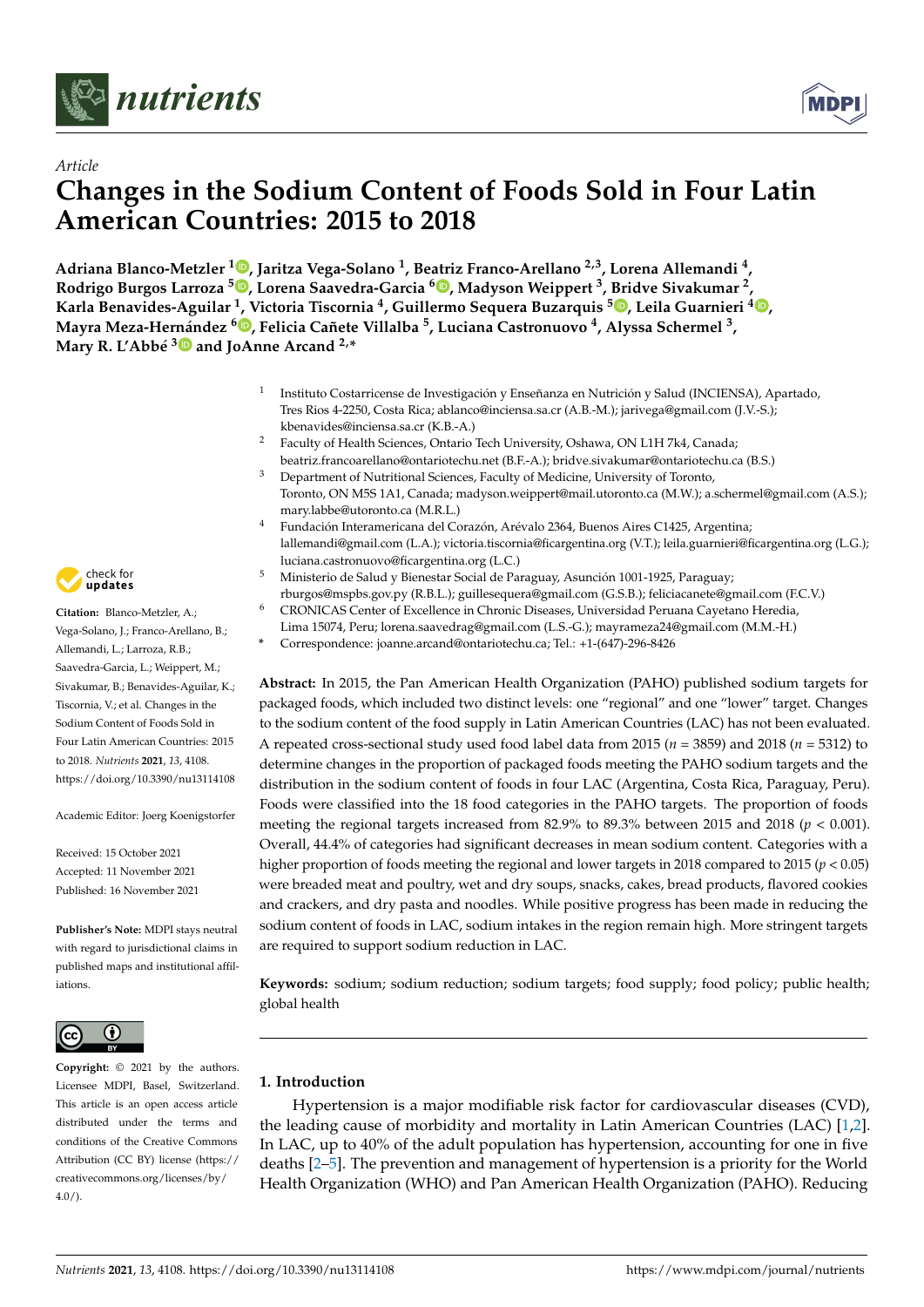*Article*

# Changes in the Sodium Content of Foods Sold in Four Latin American Countries: 2015 to 2018

**Adriana Blanco-Metzler [1], Jaritza Vega-Solano [1], Beatriz Franco-Arellano [2,3], Lorena Allemandi [4], Rodrigo Burgos Larroza [5], Lorena Saavedra-Garcia [6], Madyson Weippert [3], Bridve Sivakumar [2], Karla Benavides-Aguilar [1], Victoria Tiscornia [4], Guillermo Sequera Buzarquis [5], Leila Guarnieri [4], Mayra Meza-Hernández [6], Felicia Cañete Villalba [5], Luciana Castronuovo [4], Alyssa Schermel [3], Mary R. L'Abbé [3] and JoAnne Arcand [2,*]**

[1] Instituto Costarricense de Investigación y Enseñanza en Nutrición y Salud (INCIENSA), Apartado, Tres Rios 4-2250, Costa Rica; ablanco@inciensa.sa.cr (A.B.-M.); jarivega@gmail.com (J.V.-S.); kbenavides@inciensa.sa.cr (K.B.-A.)

[2] Faculty of Health Sciences, Ontario Tech University, Oshawa, ON L1H 7k4, Canada; beatriz.francoarellano@ontariotechu.net (B.F.-A.); bridve.sivakumar@ontariotechu.ca (B.S.)

[3] Department of Nutritional Sciences, Faculty of Medicine, University of Toronto, Toronto, ON M5S 1A1, Canada; madyson.weippert@mail.utoronto.ca (M.W.); a.schermel@gmail.com (A.S.); mary.labbe@utoronto.ca (M.R.L.)

[4] Fundación Interamericana del Corazón, Arévalo 2364, Buenos Aires C1425, Argentina; lallemandi@gmail.com (L.A.); victoria.tiscornia@ficargentina.org (V.T.); leila.guarnieri@ficargentina.org (L.G.); luciana.castronuovo@ficargentina.org (L.C.)

[5] Ministerio de Salud y Bienestar Social de Paraguay, Asunción 1001-1925, Paraguay; rburgos@mspbs.gov.py (R.B.L.); guillesequera@gmail.com (G.S.B.); feliciacanete@gmail.com (F.C.V.)

[6] CRONICAS Center of Excellence in Chronic Diseases, Universidad Peruana Cayetano Heredia, Lima 15074, Peru; lorena.saavedrag@gmail.com (L.S.-G.); mayrameza24@gmail.com (M.M.-H.)

\* Correspondence: joanne.arcand@ontariotechu.ca; Tel.: +1-(647)-296-8426

**Citation:** Blanco-Metzler, A.; Vega-Solano, J.; Franco-Arellano, B.; Allemandi, L.; Larroza, R.B.; Saavedra-Garcia, L.; Weippert, M.; Sivakumar, B.; Benavides-Aguilar, K.; Tiscornia, V.; et al. Changes in the Sodium Content of Foods Sold in Four Latin American Countries: 2015 to 2018. *Nutrients* **2021**, *13*, 4108. https://doi.org/10.3390/nu13114108

Academic Editor: Joerg Koenigstorfer

Received: 15 October 2021
Accepted: 11 November 2021
Published: 16 November 2021

**Publisher's Note:** MDPI stays neutral with regard to jurisdictional claims in published maps and institutional affiliations.

**Copyright:** © 2021 by the authors. Licensee MDPI, Basel, Switzerland. This article is an open access article distributed under the terms and conditions of the Creative Commons Attribution (CC BY) license (https://creativecommons.org/licenses/by/4.0/).

**Abstract:** In 2015, the Pan American Health Organization (PAHO) published sodium targets for packaged foods, which included two distinct levels: one "regional" and one "lower" target. Changes to the sodium content of the food supply in Latin American Countries (LAC) has not been evaluated. A repeated cross-sectional study used food label data from 2015 ($n$ = 3859) and 2018 ($n$ = 5312) to determine changes in the proportion of packaged foods meeting the PAHO sodium targets and the distribution in the sodium content of foods in four LAC (Argentina, Costa Rica, Paraguay, Peru). Foods were classified into the 18 food categories in the PAHO targets. The proportion of foods meeting the regional targets increased from 82.9% to 89.3% between 2015 and 2018 ($p < 0.001$). Overall, 44.4% of categories had significant decreases in mean sodium content. Categories with a higher proportion of foods meeting the regional and lower targets in 2018 compared to 2015 ($p < 0.05$) were breaded meat and poultry, wet and dry soups, snacks, cakes, bread products, flavored cookies and crackers, and dry pasta and noodles. While positive progress has been made in reducing the sodium content of foods in LAC, sodium intakes in the region remain high. More stringent targets are required to support sodium reduction in LAC.

**Keywords:** sodium; sodium reduction; sodium targets; food supply; food policy; public health; global health

## 1. Introduction

Hypertension is a major modifiable risk factor for cardiovascular diseases (CVD), the leading cause of morbidity and mortality in Latin American Countries (LAC) [1,2]. In LAC, up to 40% of the adult population has hypertension, accounting for one in five deaths [2–5]. The prevention and management of hypertension is a priority for the World Health Organization (WHO) and Pan American Health Organization (PAHO). Reducing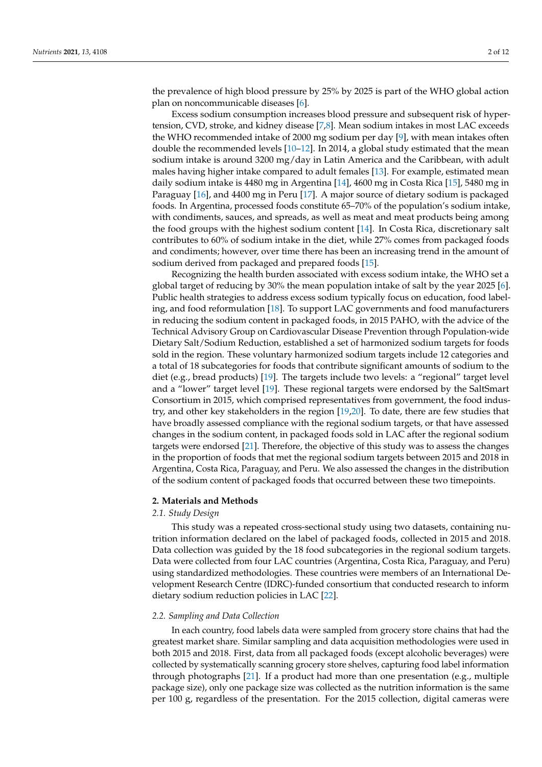the prevalence of high blood pressure by 25% by 2025 is part of the WHO global action plan on noncommunicable diseases [6].

Excess sodium consumption increases blood pressure and subsequent risk of hypertension, CVD, stroke, and kidney disease [7,8]. Mean sodium intakes in most LAC exceeds the WHO recommended intake of 2000 mg sodium per day [9], with mean intakes often double the recommended levels [10–12]. In 2014, a global study estimated that the mean sodium intake is around 3200 mg/day in Latin America and the Caribbean, with adult males having higher intake compared to adult females [13]. For example, estimated mean daily sodium intake is 4480 mg in Argentina [14], 4600 mg in Costa Rica [15], 5480 mg in Paraguay [16], and 4400 mg in Peru [17]. A major source of dietary sodium is packaged foods. In Argentina, processed foods constitute 65–70% of the population's sodium intake, with condiments, sauces, and spreads, as well as meat and meat products being among the food groups with the highest sodium content [14]. In Costa Rica, discretionary salt contributes to 60% of sodium intake in the diet, while 27% comes from packaged foods and condiments; however, over time there has been an increasing trend in the amount of sodium derived from packaged and prepared foods [15].

Recognizing the health burden associated with excess sodium intake, the WHO set a global target of reducing by 30% the mean population intake of salt by the year 2025 [6]. Public health strategies to address excess sodium typically focus on education, food labeling, and food reformulation [18]. To support LAC governments and food manufacturers in reducing the sodium content in packaged foods, in 2015 PAHO, with the advice of the Technical Advisory Group on Cardiovascular Disease Prevention through Population-wide Dietary Salt/Sodium Reduction, established a set of harmonized sodium targets for foods sold in the region. These voluntary harmonized sodium targets include 12 categories and a total of 18 subcategories for foods that contribute significant amounts of sodium to the diet (e.g., bread products) [19]. The targets include two levels: a "regional" target level and a "lower" target level [19]. These regional targets were endorsed by the SaltSmart Consortium in 2015, which comprised representatives from government, the food industry, and other key stakeholders in the region [19,20]. To date, there are few studies that have broadly assessed compliance with the regional sodium targets, or that have assessed changes in the sodium content, in packaged foods sold in LAC after the regional sodium targets were endorsed [21]. Therefore, the objective of this study was to assess the changes in the proportion of foods that met the regional sodium targets between 2015 and 2018 in Argentina, Costa Rica, Paraguay, and Peru. We also assessed the changes in the distribution of the sodium content of packaged foods that occurred between these two timepoints.

## 2. Materials and Methods

### 2.1. Study Design

This study was a repeated cross-sectional study using two datasets, containing nutrition information declared on the label of packaged foods, collected in 2015 and 2018. Data collection was guided by the 18 food subcategories in the regional sodium targets. Data were collected from four LAC countries (Argentina, Costa Rica, Paraguay, and Peru) using standardized methodologies. These countries were members of an International Development Research Centre (IDRC)-funded consortium that conducted research to inform dietary sodium reduction policies in LAC [22].

### 2.2. Sampling and Data Collection

In each country, food labels data were sampled from grocery store chains that had the greatest market share. Similar sampling and data acquisition methodologies were used in both 2015 and 2018. First, data from all packaged foods (except alcoholic beverages) were collected by systematically scanning grocery store shelves, capturing food label information through photographs [21]. If a product had more than one presentation (e.g., multiple package size), only one package size was collected as the nutrition information is the same per 100 g, regardless of the presentation. For the 2015 collection, digital cameras were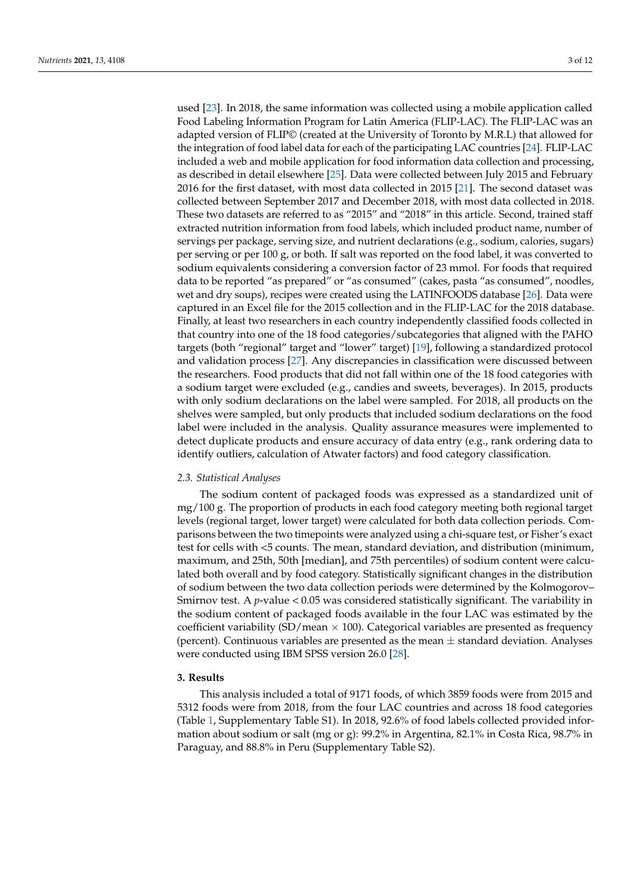used [23]. In 2018, the same information was collected using a mobile application called Food Labeling Information Program for Latin America (FLIP-LAC). The FLIP-LAC was an adapted version of FLIP© (created at the University of Toronto by M.R.L) that allowed for the integration of food label data for each of the participating LAC countries [24]. FLIP-LAC included a web and mobile application for food information data collection and processing, as described in detail elsewhere [25]. Data were collected between July 2015 and February 2016 for the first dataset, with most data collected in 2015 [21]. The second dataset was collected between September 2017 and December 2018, with most data collected in 2018. These two datasets are referred to as "2015" and "2018" in this article. Second, trained staff extracted nutrition information from food labels, which included product name, number of servings per package, serving size, and nutrient declarations (e.g., sodium, calories, sugars) per serving or per 100 g, or both. If salt was reported on the food label, it was converted to sodium equivalents considering a conversion factor of 23 mmol. For foods that required data to be reported "as prepared" or "as consumed" (cakes, pasta "as consumed", noodles, wet and dry soups), recipes were created using the LATINFOODS database [26]. Data were captured in an Excel file for the 2015 collection and in the FLIP-LAC for the 2018 database. Finally, at least two researchers in each country independently classified foods collected in that country into one of the 18 food categories/subcategories that aligned with the PAHO targets (both "regional" target and "lower" target) [19], following a standardized protocol and validation process [27]. Any discrepancies in classification were discussed between the researchers. Food products that did not fall within one of the 18 food categories with a sodium target were excluded (e.g., candies and sweets, beverages). In 2015, products with only sodium declarations on the label were sampled. For 2018, all products on the shelves were sampled, but only products that included sodium declarations on the food label were included in the analysis. Quality assurance measures were implemented to detect duplicate products and ensure accuracy of data entry (e.g., rank ordering data to identify outliers, calculation of Atwater factors) and food category classification.

### 2.3. Statistical Analyses

The sodium content of packaged foods was expressed as a standardized unit of mg/100 g. The proportion of products in each food category meeting both regional target levels (regional target, lower target) were calculated for both data collection periods. Comparisons between the two timepoints were analyzed using a chi-square test, or Fisher's exact test for cells with <5 counts. The mean, standard deviation, and distribution (minimum, maximum, and 25th, 50th [median], and 75th percentiles) of sodium content were calculated both overall and by food category. Statistically significant changes in the distribution of sodium between the two data collection periods were determined by the Kolmogorov–Smirnov test. A $p$-value < 0.05 was considered statistically significant. The variability in the sodium content of packaged foods available in the four LAC was estimated by the coefficient variability (SD/mean $\times$ 100). Categorical variables are presented as frequency (percent). Continuous variables are presented as the mean $\pm$ standard deviation. Analyses were conducted using IBM SPSS version 26.0 [28].

## 3. Results

This analysis included a total of 9171 foods, of which 3859 foods were from 2015 and 5312 foods were from 2018, from the four LAC countries and across 18 food categories (Table 1, Supplementary Table S1). In 2018, 92.6% of food labels collected provided information about sodium or salt (mg or g): 99.2% in Argentina, 82.1% in Costa Rica, 98.7% in Paraguay, and 88.8% in Peru (Supplementary Table S2).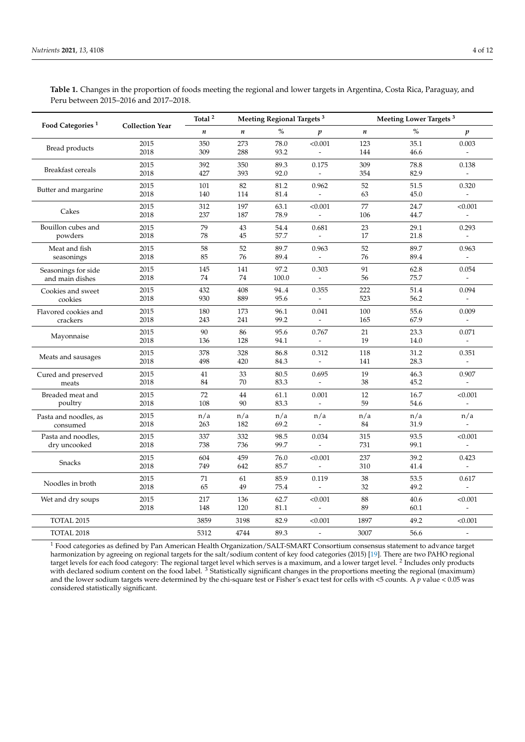**Table 1.** Changes in the proportion of foods meeting the regional and lower targets in Argentina, Costa Rica, Paraguay, and Peru between 2015–2016 and 2017–2018.

| Food Categories [1] | Collection Year | Total [2] | Meeting Regional Targets [3] | | | Meeting Lower Targets [3] | | |
|---|---|---|---|---|---|---|---|---|
| | | *n* | *n* | % | *p* | *n* | % | *p* |
| Bread products | 2015 | 350 | 273 | 78.0 | <0.001 | 123 | 35.1 | 0.003 |
| | 2018 | 309 | 288 | 93.2 | - | 144 | 46.6 | - |
| Breakfast cereals | 2015 | 392 | 350 | 89.3 | 0.175 | 309 | 78.8 | 0.138 |
| | 2018 | 427 | 393 | 92.0 | - | 354 | 82.9 | - |
| Butter and margarine | 2015 | 101 | 82 | 81.2 | 0.962 | 52 | 51.5 | 0.320 |
| | 2018 | 140 | 114 | 81.4 | - | 63 | 45.0 | - |
| Cakes | 2015 | 312 | 197 | 63.1 | <0.001 | 77 | 24.7 | <0.001 |
| | 2018 | 237 | 187 | 78.9 | - | 106 | 44.7 | - |
| Bouillon cubes and powders | 2015 | 79 | 43 | 54.4 | 0.681 | 23 | 29.1 | 0.293 |
| | 2018 | 78 | 45 | 57.7 | - | 17 | 21.8 | - |
| Meat and fish seasonings | 2015 | 58 | 52 | 89.7 | 0.963 | 52 | 89.7 | 0.963 |
| | 2018 | 85 | 76 | 89.4 | - | 76 | 89.4 | - |
| Seasonings for side and main dishes | 2015 | 145 | 141 | 97.2 | 0.303 | 91 | 62.8 | 0.054 |
| | 2018 | 74 | 74 | 100.0 | - | 56 | 75.7 | - |
| Cookies and sweet cookies | 2015 | 432 | 408 | 94..4 | 0.355 | 222 | 51.4 | 0.094 |
| | 2018 | 930 | 889 | 95.6 | - | 523 | 56.2 | - |
| Flavored cookies and crackers | 2015 | 180 | 173 | 96.1 | 0.041 | 100 | 55.6 | 0.009 |
| | 2018 | 243 | 241 | 99.2 | - | 165 | 67.9 | - |
| Mayonnaise | 2015 | 90 | 86 | 95.6 | 0.767 | 21 | 23.3 | 0.071 |
| | 2018 | 136 | 128 | 94.1 | - | 19 | 14.0 | - |
| Meats and sausages | 2015 | 378 | 328 | 86.8 | 0.312 | 118 | 31.2 | 0.351 |
| | 2018 | 498 | 420 | 84.3 | - | 141 | 28.3 | - |
| Cured and preserved meats | 2015 | 41 | 33 | 80.5 | 0.695 | 19 | 46.3 | 0.907 |
| | 2018 | 84 | 70 | 83.3 | - | 38 | 45.2 | - |
| Breaded meat and poultry | 2015 | 72 | 44 | 61.1 | 0.001 | 12 | 16.7 | <0.001 |
| | 2018 | 108 | 90 | 83.3 | - | 59 | 54.6 | - |
| Pasta and noodles, as consumed | 2015 | n/a | n/a | n/a | n/a | n/a | n/a | n/a |
| | 2018 | 263 | 182 | 69.2 | - | 84 | 31.9 | - |
| Pasta and noodles, dry uncooked | 2015 | 337 | 332 | 98.5 | 0.034 | 315 | 93.5 | <0.001 |
| | 2018 | 738 | 736 | 99.7 | - | 731 | 99.1 | - |
| Snacks | 2015 | 604 | 459 | 76.0 | <0.001 | 237 | 39.2 | 0.423 |
| | 2018 | 749 | 642 | 85.7 | - | 310 | 41.4 | - |
| Noodles in broth | 2015 | 71 | 61 | 85.9 | 0.119 | 38 | 53.5 | 0.617 |
| | 2018 | 65 | 49 | 75.4 | - | 32 | 49.2 | - |
| Wet and dry soups | 2015 | 217 | 136 | 62.7 | <0.001 | 88 | 40.6 | <0.001 |
| | 2018 | 148 | 120 | 81.1 | - | 89 | 60.1 | - |
| TOTAL 2015 | | 3859 | 3198 | 82.9 | <0.001 | 1897 | 49.2 | <0.001 |
| TOTAL 2018 | | 5312 | 4744 | 89.3 | - | 3007 | 56.6 | - |

[1] Food categories as defined by Pan American Health Organization/SALT-SMART Consortium consensus statement to advance target harmonization by agreeing on regional targets for the salt/sodium content of key food categories (2015) [19]. There are two PAHO regional target levels for each food category: The regional target level which serves is a maximum, and a lower target level. [2] Includes only products with declared sodium content on the food label. [3] Statistically significant changes in the proportions meeting the regional (maximum) and the lower sodium targets were determined by the chi-square test or Fisher's exact test for cells with <5 counts. A $p$ value $< 0.05$ was considered statistically significant.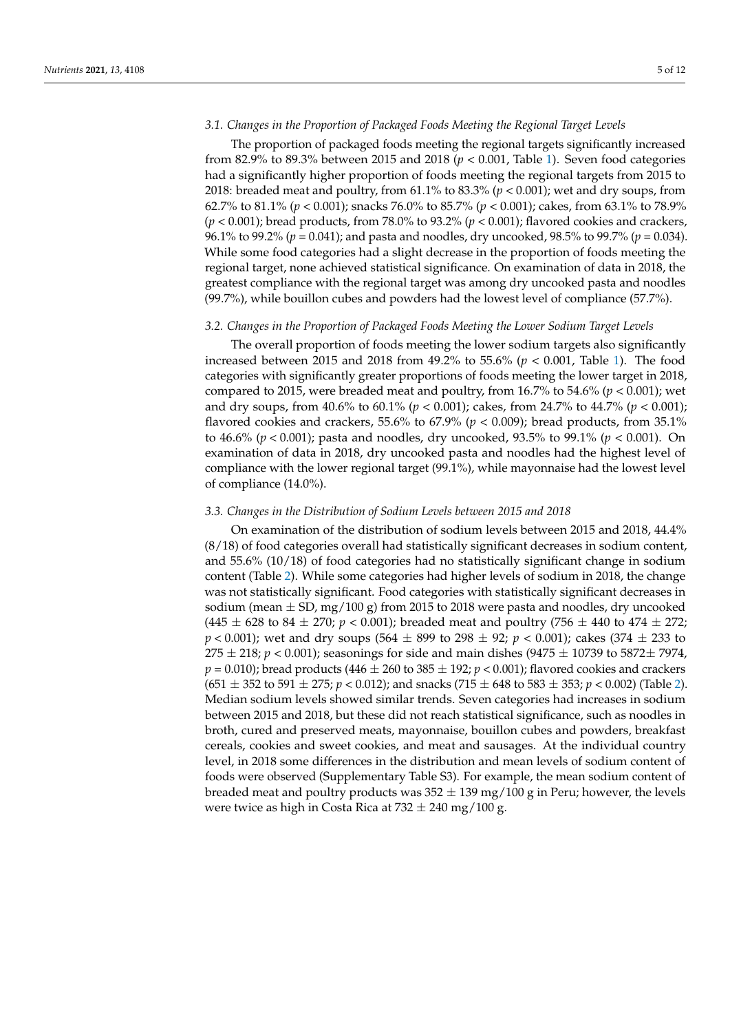### 3.1. Changes in the Proportion of Packaged Foods Meeting the Regional Target Levels

The proportion of packaged foods meeting the regional targets significantly increased from 82.9% to 89.3% between 2015 and 2018 ($p < 0.001$, Table 1). Seven food categories had a significantly higher proportion of foods meeting the regional targets from 2015 to 2018: breaded meat and poultry, from 61.1% to 83.3% ($p < 0.001$); wet and dry soups, from 62.7% to 81.1% ($p < 0.001$); snacks 76.0% to 85.7% ($p < 0.001$); cakes, from 63.1% to 78.9% ($p < 0.001$); bread products, from 78.0% to 93.2% ($p < 0.001$); flavored cookies and crackers, 96.1% to 99.2% ($p = 0.041$); and pasta and noodles, dry uncooked, 98.5% to 99.7% ($p = 0.034$). While some food categories had a slight decrease in the proportion of foods meeting the regional target, none achieved statistical significance. On examination of data in 2018, the greatest compliance with the regional target was among dry uncooked pasta and noodles (99.7%), while bouillon cubes and powders had the lowest level of compliance (57.7%).

### 3.2. Changes in the Proportion of Packaged Foods Meeting the Lower Sodium Target Levels

The overall proportion of foods meeting the lower sodium targets also significantly increased between 2015 and 2018 from 49.2% to 55.6% ($p < 0.001$, Table 1). The food categories with significantly greater proportions of foods meeting the lower target in 2018, compared to 2015, were breaded meat and poultry, from 16.7% to 54.6% ($p < 0.001$); wet and dry soups, from 40.6% to 60.1% ($p < 0.001$); cakes, from 24.7% to 44.7% ($p < 0.001$); flavored cookies and crackers, 55.6% to 67.9% ($p < 0.009$); bread products, from 35.1% to 46.6% ($p < 0.001$); pasta and noodles, dry uncooked, 93.5% to 99.1% ($p < 0.001$). On examination of data in 2018, dry uncooked pasta and noodles had the highest level of compliance with the lower regional target (99.1%), while mayonnaise had the lowest level of compliance (14.0%).

### 3.3. Changes in the Distribution of Sodium Levels between 2015 and 2018

On examination of the distribution of sodium levels between 2015 and 2018, 44.4% (8/18) of food categories overall had statistically significant decreases in sodium content, and 55.6% (10/18) of food categories had no statistically significant change in sodium content (Table 2). While some categories had higher levels of sodium in 2018, the change was not statistically significant. Food categories with statistically significant decreases in sodium (mean $\pm$ SD, mg/100 g) from 2015 to 2018 were pasta and noodles, dry uncooked ($445 \pm 628$ to $84 \pm 270$; $p < 0.001$); breaded meat and poultry ($756 \pm 440$ to $474 \pm 272$; $p < 0.001$); wet and dry soups ($564 \pm 899$ to $298 \pm 92$; $p < 0.001$); cakes ($374 \pm 233$ to $275 \pm 218$; $p < 0.001$); seasonings for side and main dishes ($9475 \pm 10739$ to $5872 \pm 7974$, $p = 0.010$); bread products ($446 \pm 260$ to $385 \pm 192$; $p < 0.001$); flavored cookies and crackers ($651 \pm 352$ to $591 \pm 275$; $p < 0.012$); and snacks ($715 \pm 648$ to $583 \pm 353$; $p < 0.002$) (Table 2). Median sodium levels showed similar trends. Seven categories had increases in sodium between 2015 and 2018, but these did not reach statistical significance, such as noodles in broth, cured and preserved meats, mayonnaise, bouillon cubes and powders, breakfast cereals, cookies and sweet cookies, and meat and sausages. At the individual country level, in 2018 some differences in the distribution and mean levels of sodium content of foods were observed (Supplementary Table S3). For example, the mean sodium content of breaded meat and poultry products was $352 \pm 139$ mg/100 g in Peru; however, the levels were twice as high in Costa Rica at $732 \pm 240$ mg/100 g.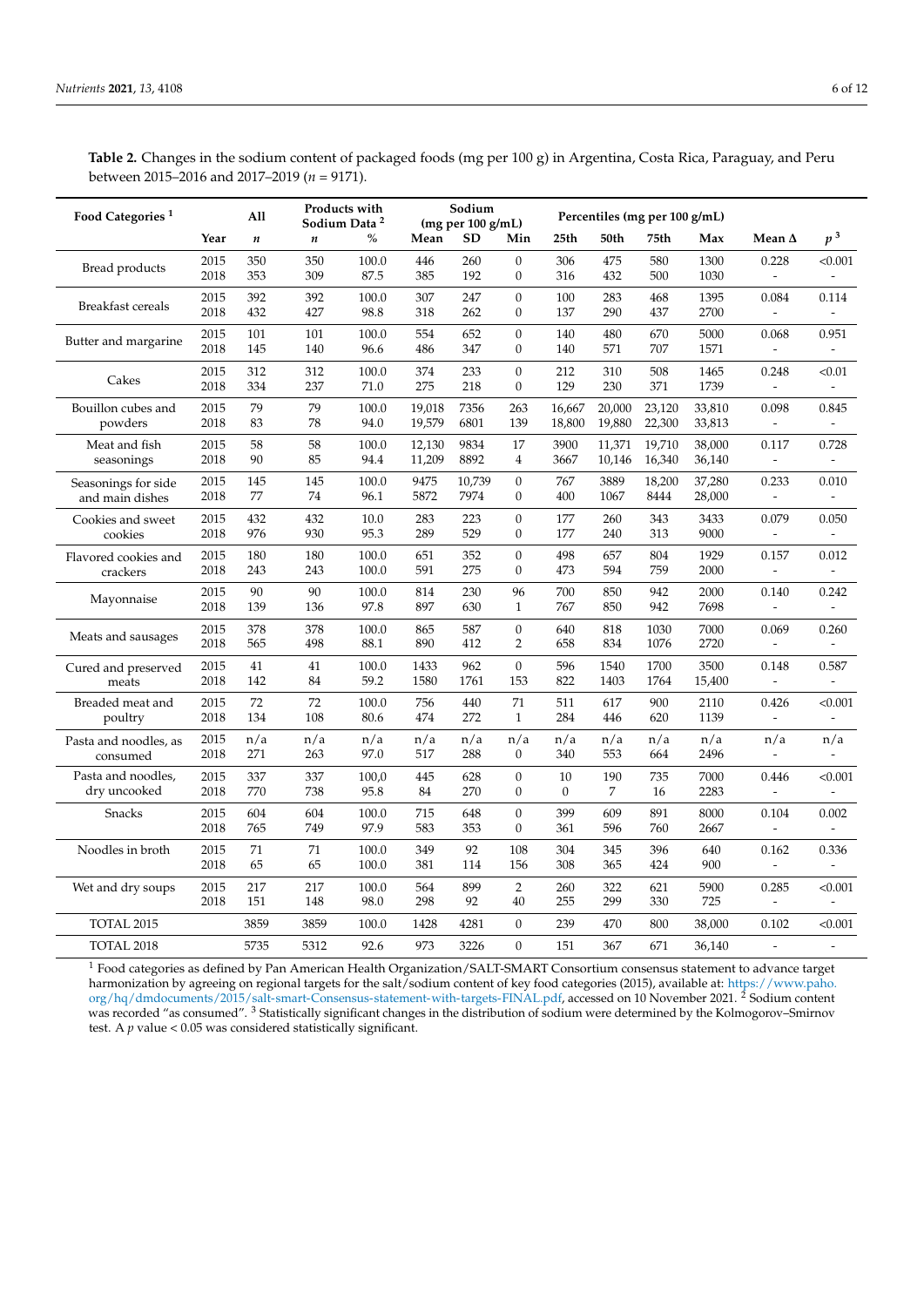**Table 2.** Changes in the sodium content of packaged foods (mg per 100 g) in Argentina, Costa Rica, Paraguay, and Peru between 2015–2016 and 2017–2019 ($n$ = 9171).

| Food Categories [1] | | All | Products with Sodium Data [2] | | Sodium (mg per 100 g/mL) | | | Percentiles (mg per 100 g/mL) | | | | Mean Δ | $p$ [3] |
|---|---|---|---|---|---|---|---|---|---|---|---|---|---|
| | Year | $n$ | $n$ | % | Mean | SD | Min | 25th | 50th | 75th | Max | | |
| Bread products | 2015 | 350 | 350 | 100.0 | 446 | 260 | 0 | 306 | 475 | 580 | 1300 | 0.228 | <0.001 |
| | 2018 | 353 | 309 | 87.5 | 385 | 192 | 0 | 316 | 432 | 500 | 1030 | - | - |
| Breakfast cereals | 2015 | 392 | 392 | 100.0 | 307 | 247 | 0 | 100 | 283 | 468 | 1395 | 0.084 | 0.114 |
| | 2018 | 432 | 427 | 98.8 | 318 | 262 | 0 | 137 | 290 | 437 | 2700 | - | - |
| Butter and margarine | 2015 | 101 | 101 | 100.0 | 554 | 652 | 0 | 140 | 480 | 670 | 5000 | 0.068 | 0.951 |
| | 2018 | 145 | 140 | 96.6 | 486 | 347 | 0 | 140 | 571 | 707 | 1571 | - | - |
| Cakes | 2015 | 312 | 312 | 100.0 | 374 | 233 | 0 | 212 | 310 | 508 | 1465 | 0.248 | <0.01 |
| | 2018 | 334 | 237 | 71.0 | 275 | 218 | 0 | 129 | 230 | 371 | 1739 | - | - |
| Bouillon cubes and powders | 2015 | 79 | 79 | 100.0 | 19,018 | 7356 | 263 | 16,667 | 20,000 | 23,120 | 33,810 | 0.098 | 0.845 |
| | 2018 | 83 | 78 | 94.0 | 19,579 | 6801 | 139 | 18,800 | 19,880 | 22,300 | 33,813 | - | - |
| Meat and fish seasonings | 2015 | 58 | 58 | 100.0 | 12,130 | 9834 | 17 | 3900 | 11,371 | 19,710 | 38,000 | 0.117 | 0.728 |
| | 2018 | 90 | 85 | 94.4 | 11,209 | 8892 | 4 | 3667 | 10,146 | 16,340 | 36,140 | - | - |
| Seasonings for side and main dishes | 2015 | 145 | 145 | 100.0 | 9475 | 10,739 | 0 | 767 | 3889 | 18,200 | 37,280 | 0.233 | 0.010 |
| | 2018 | 77 | 74 | 96.1 | 5872 | 7974 | 0 | 400 | 1067 | 8444 | 28,000 | - | - |
| Cookies and sweet cookies | 2015 | 432 | 432 | 10.0 | 283 | 223 | 0 | 177 | 260 | 343 | 3433 | 0.079 | 0.050 |
| | 2018 | 976 | 930 | 95.3 | 289 | 529 | 0 | 177 | 240 | 313 | 9000 | - | - |
| Flavored cookies and crackers | 2015 | 180 | 180 | 100.0 | 651 | 352 | 0 | 498 | 657 | 804 | 1929 | 0.157 | 0.012 |
| | 2018 | 243 | 243 | 100.0 | 591 | 275 | 0 | 473 | 594 | 759 | 2000 | - | - |
| Mayonnaise | 2015 | 90 | 90 | 100.0 | 814 | 230 | 96 | 700 | 850 | 942 | 2000 | 0.140 | 0.242 |
| | 2018 | 139 | 136 | 97.8 | 897 | 630 | 1 | 767 | 850 | 942 | 7698 | - | - |
| Meats and sausages | 2015 | 378 | 378 | 100.0 | 865 | 587 | 0 | 640 | 818 | 1030 | 7000 | 0.069 | 0.260 |
| | 2018 | 565 | 498 | 88.1 | 890 | 412 | 2 | 658 | 834 | 1076 | 2720 | - | - |
| Cured and preserved meats | 2015 | 41 | 41 | 100.0 | 1433 | 962 | 0 | 596 | 1540 | 1700 | 3500 | 0.148 | 0.587 |
| | 2018 | 142 | 84 | 59.2 | 1580 | 1761 | 153 | 822 | 1403 | 1764 | 15,400 | - | - |
| Breaded meat and poultry | 2015 | 72 | 72 | 100.0 | 756 | 440 | 71 | 511 | 617 | 900 | 2110 | 0.426 | <0.001 |
| | 2018 | 134 | 108 | 80.6 | 474 | 272 | 1 | 284 | 446 | 620 | 1139 | - | - |
| Pasta and noodles, as consumed | 2015 | n/a | n/a | n/a | n/a | n/a | n/a | n/a | n/a | n/a | n/a | n/a | n/a |
| | 2018 | 271 | 263 | 97.0 | 517 | 288 | 0 | 340 | 553 | 664 | 2496 | - | - |
| Pasta and noodles, dry uncooked | 2015 | 337 | 337 | 100,0 | 445 | 628 | 0 | 10 | 190 | 735 | 7000 | 0.446 | <0.001 |
| | 2018 | 770 | 738 | 95.8 | 84 | 270 | 0 | 0 | 7 | 16 | 2283 | - | - |
| Snacks | 2015 | 604 | 604 | 100.0 | 715 | 648 | 0 | 399 | 609 | 891 | 8000 | 0.104 | 0.002 |
| | 2018 | 765 | 749 | 97.9 | 583 | 353 | 0 | 361 | 596 | 760 | 2667 | - | - |
| Noodles in broth | 2015 | 71 | 71 | 100.0 | 349 | 92 | 108 | 304 | 345 | 396 | 640 | 0.162 | 0.336 |
| | 2018 | 65 | 65 | 100.0 | 381 | 114 | 156 | 308 | 365 | 424 | 900 | - | - |
| Wet and dry soups | 2015 | 217 | 217 | 100.0 | 564 | 899 | 2 | 260 | 322 | 621 | 5900 | 0.285 | <0.001 |
| | 2018 | 151 | 148 | 98.0 | 298 | 92 | 40 | 255 | 299 | 330 | 725 | - | - |
| TOTAL 2015 | | 3859 | 3859 | 100.0 | 1428 | 4281 | 0 | 239 | 470 | 800 | 38,000 | 0.102 | <0.001 |
| TOTAL 2018 | | 5735 | 5312 | 92.6 | 973 | 3226 | 0 | 151 | 367 | 671 | 36,140 | - | - |

[1] Food categories as defined by Pan American Health Organization/SALT-SMART Consortium consensus statement to advance target harmonization by agreeing on regional targets for the salt/sodium content of key food categories (2015), available at: https://www.paho.org/hq/dmdocuments/2015/salt-smart-Consensus-statement-with-targets-FINAL.pdf, accessed on 10 November 2021. [2] Sodium content was recorded "as consumed". [3] Statistically significant changes in the distribution of sodium were determined by the Kolmogorov–Smirnov test. A $p$ value < 0.05 was considered statistically significant.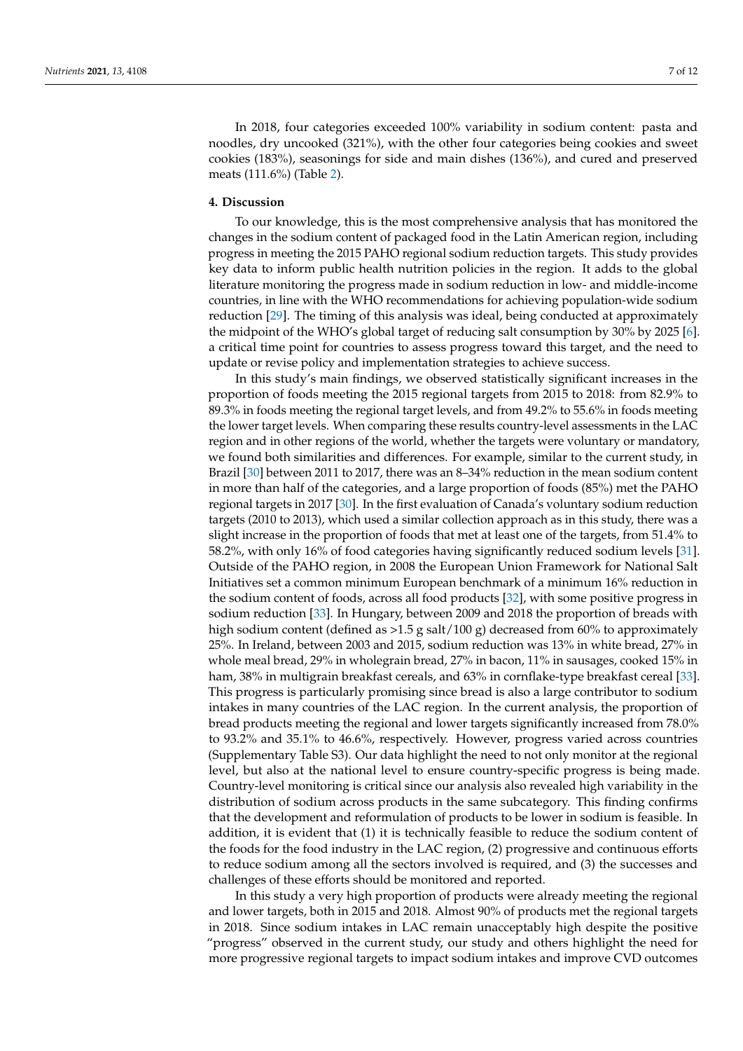In 2018, four categories exceeded 100% variability in sodium content: pasta and noodles, dry uncooked (321%), with the other four categories being cookies and sweet cookies (183%), seasonings for side and main dishes (136%), and cured and preserved meats (111.6%) (Table 2).

## 4. Discussion

To our knowledge, this is the most comprehensive analysis that has monitored the changes in the sodium content of packaged food in the Latin American region, including progress in meeting the 2015 PAHO regional sodium reduction targets. This study provides key data to inform public health nutrition policies in the region. It adds to the global literature monitoring the progress made in sodium reduction in low- and middle-income countries, in line with the WHO recommendations for achieving population-wide sodium reduction [29]. The timing of this analysis was ideal, being conducted at approximately the midpoint of the WHO's global target of reducing salt consumption by 30% by 2025 [6]. a critical time point for countries to assess progress toward this target, and the need to update or revise policy and implementation strategies to achieve success.

In this study's main findings, we observed statistically significant increases in the proportion of foods meeting the 2015 regional targets from 2015 to 2018: from 82.9% to 89.3% in foods meeting the regional target levels, and from 49.2% to 55.6% in foods meeting the lower target levels. When comparing these results country-level assessments in the LAC region and in other regions of the world, whether the targets were voluntary or mandatory, we found both similarities and differences. For example, similar to the current study, in Brazil [30] between 2011 to 2017, there was an 8–34% reduction in the mean sodium content in more than half of the categories, and a large proportion of foods (85%) met the PAHO regional targets in 2017 [30]. In the first evaluation of Canada's voluntary sodium reduction targets (2010 to 2013), which used a similar collection approach as in this study, there was a slight increase in the proportion of foods that met at least one of the targets, from 51.4% to 58.2%, with only 16% of food categories having significantly reduced sodium levels [31]. Outside of the PAHO region, in 2008 the European Union Framework for National Salt Initiatives set a common minimum European benchmark of a minimum 16% reduction in the sodium content of foods, across all food products [32], with some positive progress in sodium reduction [33]. In Hungary, between 2009 and 2018 the proportion of breads with high sodium content (defined as >1.5 g salt/100 g) decreased from 60% to approximately 25%. In Ireland, between 2003 and 2015, sodium reduction was 13% in white bread, 27% in whole meal bread, 29% in wholegrain bread, 27% in bacon, 11% in sausages, cooked 15% in ham, 38% in multigrain breakfast cereals, and 63% in cornflake-type breakfast cereal [33]. This progress is particularly promising since bread is also a large contributor to sodium intakes in many countries of the LAC region. In the current analysis, the proportion of bread products meeting the regional and lower targets significantly increased from 78.0% to 93.2% and 35.1% to 46.6%, respectively. However, progress varied across countries (Supplementary Table S3). Our data highlight the need to not only monitor at the regional level, but also at the national level to ensure country-specific progress is being made. Country-level monitoring is critical since our analysis also revealed high variability in the distribution of sodium across products in the same subcategory. This finding confirms that the development and reformulation of products to be lower in sodium is feasible. In addition, it is evident that (1) it is technically feasible to reduce the sodium content of the foods for the food industry in the LAC region, (2) progressive and continuous efforts to reduce sodium among all the sectors involved is required, and (3) the successes and challenges of these efforts should be monitored and reported.

In this study a very high proportion of products were already meeting the regional and lower targets, both in 2015 and 2018. Almost 90% of products met the regional targets in 2018. Since sodium intakes in LAC remain unacceptably high despite the positive "progress" observed in the current study, our study and others highlight the need for more progressive regional targets to impact sodium intakes and improve CVD outcomes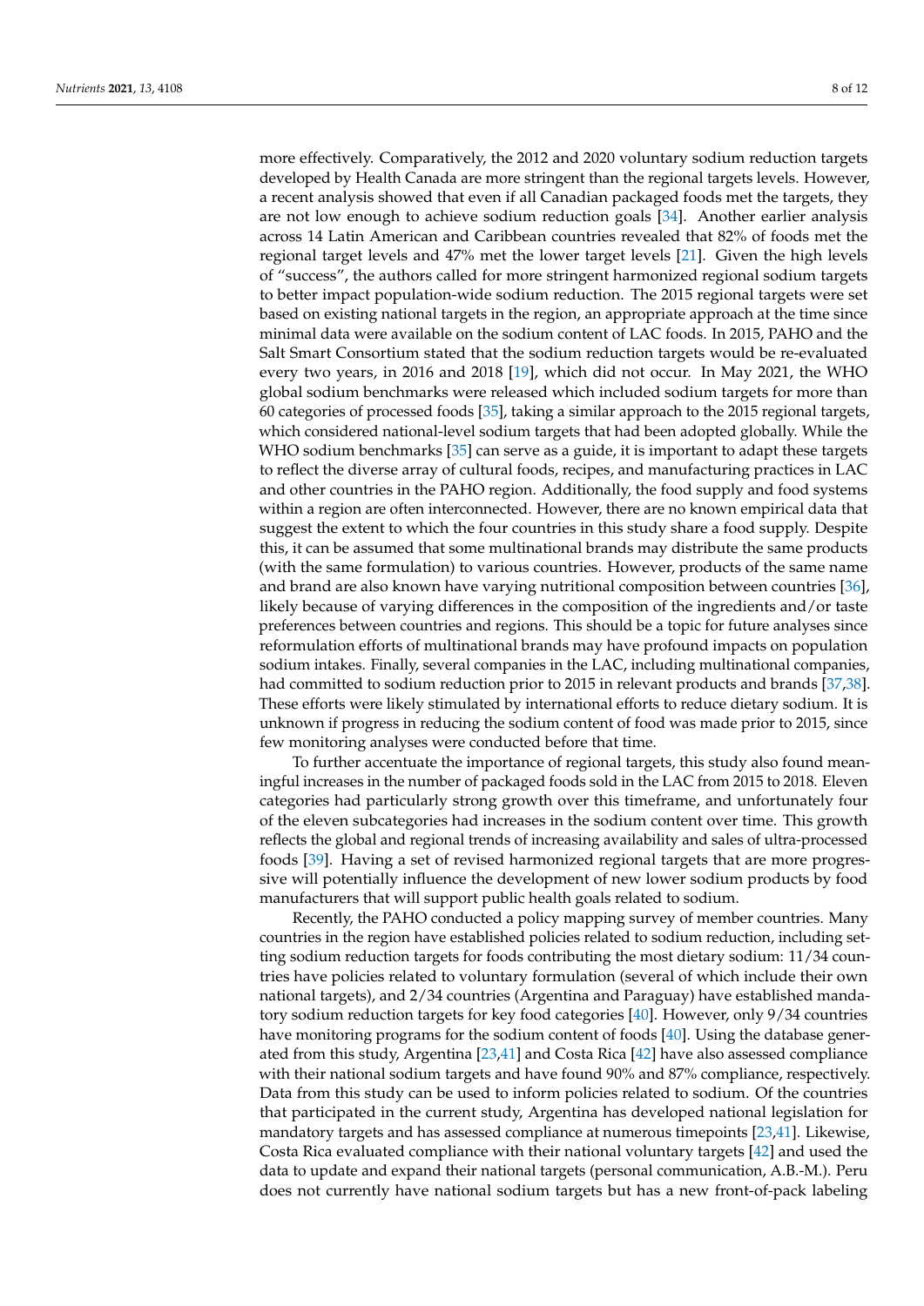more effectively. Comparatively, the 2012 and 2020 voluntary sodium reduction targets developed by Health Canada are more stringent than the regional targets levels. However, a recent analysis showed that even if all Canadian packaged foods met the targets, they are not low enough to achieve sodium reduction goals [34]. Another earlier analysis across 14 Latin American and Caribbean countries revealed that 82% of foods met the regional target levels and 47% met the lower target levels [21]. Given the high levels of "success", the authors called for more stringent harmonized regional sodium targets to better impact population-wide sodium reduction. The 2015 regional targets were set based on existing national targets in the region, an appropriate approach at the time since minimal data were available on the sodium content of LAC foods. In 2015, PAHO and the Salt Smart Consortium stated that the sodium reduction targets would be re-evaluated every two years, in 2016 and 2018 [19], which did not occur. In May 2021, the WHO global sodium benchmarks were released which included sodium targets for more than 60 categories of processed foods [35], taking a similar approach to the 2015 regional targets, which considered national-level sodium targets that had been adopted globally. While the WHO sodium benchmarks [35] can serve as a guide, it is important to adapt these targets to reflect the diverse array of cultural foods, recipes, and manufacturing practices in LAC and other countries in the PAHO region. Additionally, the food supply and food systems within a region are often interconnected. However, there are no known empirical data that suggest the extent to which the four countries in this study share a food supply. Despite this, it can be assumed that some multinational brands may distribute the same products (with the same formulation) to various countries. However, products of the same name and brand are also known have varying nutritional composition between countries [36], likely because of varying differences in the composition of the ingredients and/or taste preferences between countries and regions. This should be a topic for future analyses since reformulation efforts of multinational brands may have profound impacts on population sodium intakes. Finally, several companies in the LAC, including multinational companies, had committed to sodium reduction prior to 2015 in relevant products and brands [37,38]. These efforts were likely stimulated by international efforts to reduce dietary sodium. It is unknown if progress in reducing the sodium content of food was made prior to 2015, since few monitoring analyses were conducted before that time.

To further accentuate the importance of regional targets, this study also found meaningful increases in the number of packaged foods sold in the LAC from 2015 to 2018. Eleven categories had particularly strong growth over this timeframe, and unfortunately four of the eleven subcategories had increases in the sodium content over time. This growth reflects the global and regional trends of increasing availability and sales of ultra-processed foods [39]. Having a set of revised harmonized regional targets that are more progressive will potentially influence the development of new lower sodium products by food manufacturers that will support public health goals related to sodium.

Recently, the PAHO conducted a policy mapping survey of member countries. Many countries in the region have established policies related to sodium reduction, including setting sodium reduction targets for foods contributing the most dietary sodium: 11/34 countries have policies related to voluntary formulation (several of which include their own national targets), and 2/34 countries (Argentina and Paraguay) have established mandatory sodium reduction targets for key food categories [40]. However, only 9/34 countries have monitoring programs for the sodium content of foods [40]. Using the database generated from this study, Argentina [23,41] and Costa Rica [42] have also assessed compliance with their national sodium targets and have found 90% and 87% compliance, respectively. Data from this study can be used to inform policies related to sodium. Of the countries that participated in the current study, Argentina has developed national legislation for mandatory targets and has assessed compliance at numerous timepoints [23,41]. Likewise, Costa Rica evaluated compliance with their national voluntary targets [42] and used the data to update and expand their national targets (personal communication, A.B.-M.). Peru does not currently have national sodium targets but has a new front-of-pack labeling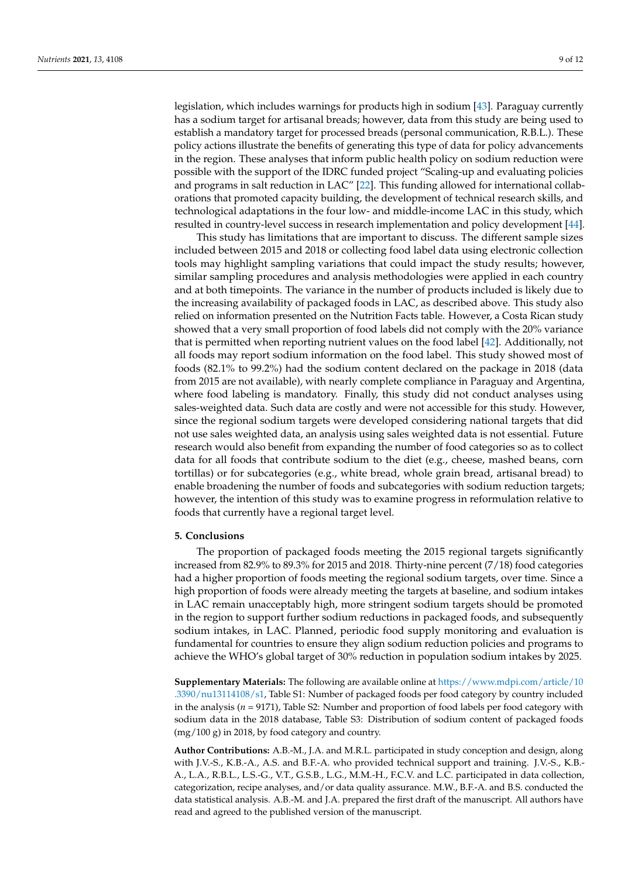legislation, which includes warnings for products high in sodium [43]. Paraguay currently has a sodium target for artisanal breads; however, data from this study are being used to establish a mandatory target for processed breads (personal communication, R.B.L.). These policy actions illustrate the benefits of generating this type of data for policy advancements in the region. These analyses that inform public health policy on sodium reduction were possible with the support of the IDRC funded project "Scaling-up and evaluating policies and programs in salt reduction in LAC" [22]. This funding allowed for international collaborations that promoted capacity building, the development of technical research skills, and technological adaptations in the four low- and middle-income LAC in this study, which resulted in country-level success in research implementation and policy development [44].

This study has limitations that are important to discuss. The different sample sizes included between 2015 and 2018 or collecting food label data using electronic collection tools may highlight sampling variations that could impact the study results; however, similar sampling procedures and analysis methodologies were applied in each country and at both timepoints. The variance in the number of products included is likely due to the increasing availability of packaged foods in LAC, as described above. This study also relied on information presented on the Nutrition Facts table. However, a Costa Rican study showed that a very small proportion of food labels did not comply with the 20% variance that is permitted when reporting nutrient values on the food label [42]. Additionally, not all foods may report sodium information on the food label. This study showed most of foods (82.1% to 99.2%) had the sodium content declared on the package in 2018 (data from 2015 are not available), with nearly complete compliance in Paraguay and Argentina, where food labeling is mandatory. Finally, this study did not conduct analyses using sales-weighted data. Such data are costly and were not accessible for this study. However, since the regional sodium targets were developed considering national targets that did not use sales weighted data, an analysis using sales weighted data is not essential. Future research would also benefit from expanding the number of food categories so as to collect data for all foods that contribute sodium to the diet (e.g., cheese, mashed beans, corn tortillas) or for subcategories (e.g., white bread, whole grain bread, artisanal bread) to enable broadening the number of foods and subcategories with sodium reduction targets; however, the intention of this study was to examine progress in reformulation relative to foods that currently have a regional target level.

## 5. Conclusions

The proportion of packaged foods meeting the 2015 regional targets significantly increased from 82.9% to 89.3% for 2015 and 2018. Thirty-nine percent (7/18) food categories had a higher proportion of foods meeting the regional sodium targets, over time. Since a high proportion of foods were already meeting the targets at baseline, and sodium intakes in LAC remain unacceptably high, more stringent sodium targets should be promoted in the region to support further sodium reductions in packaged foods, and subsequently sodium intakes, in LAC. Planned, periodic food supply monitoring and evaluation is fundamental for countries to ensure they align sodium reduction policies and programs to achieve the WHO's global target of 30% reduction in population sodium intakes by 2025.

**Supplementary Materials:** The following are available online at https://www.mdpi.com/article/10.3390/nu13114108/s1, Table S1: Number of packaged foods per food category by country included in the analysis ($n$ = 9171), Table S2: Number and proportion of food labels per food category with sodium data in the 2018 database, Table S3: Distribution of sodium content of packaged foods (mg/100 g) in 2018, by food category and country.

**Author Contributions:** A.B.-M., J.A. and M.R.L. participated in study conception and design, along with J.V.-S., K.B.-A., A.S. and B.F.-A. who provided technical support and training. J.V.-S., K.B.-A., L.A., R.B.L., L.S.-G., V.T., G.S.B., L.G., M.M.-H., F.C.V. and L.C. participated in data collection, categorization, recipe analyses, and/or data quality assurance. M.W., B.F.-A. and B.S. conducted the data statistical analysis. A.B.-M. and J.A. prepared the first draft of the manuscript. All authors have read and agreed to the published version of the manuscript.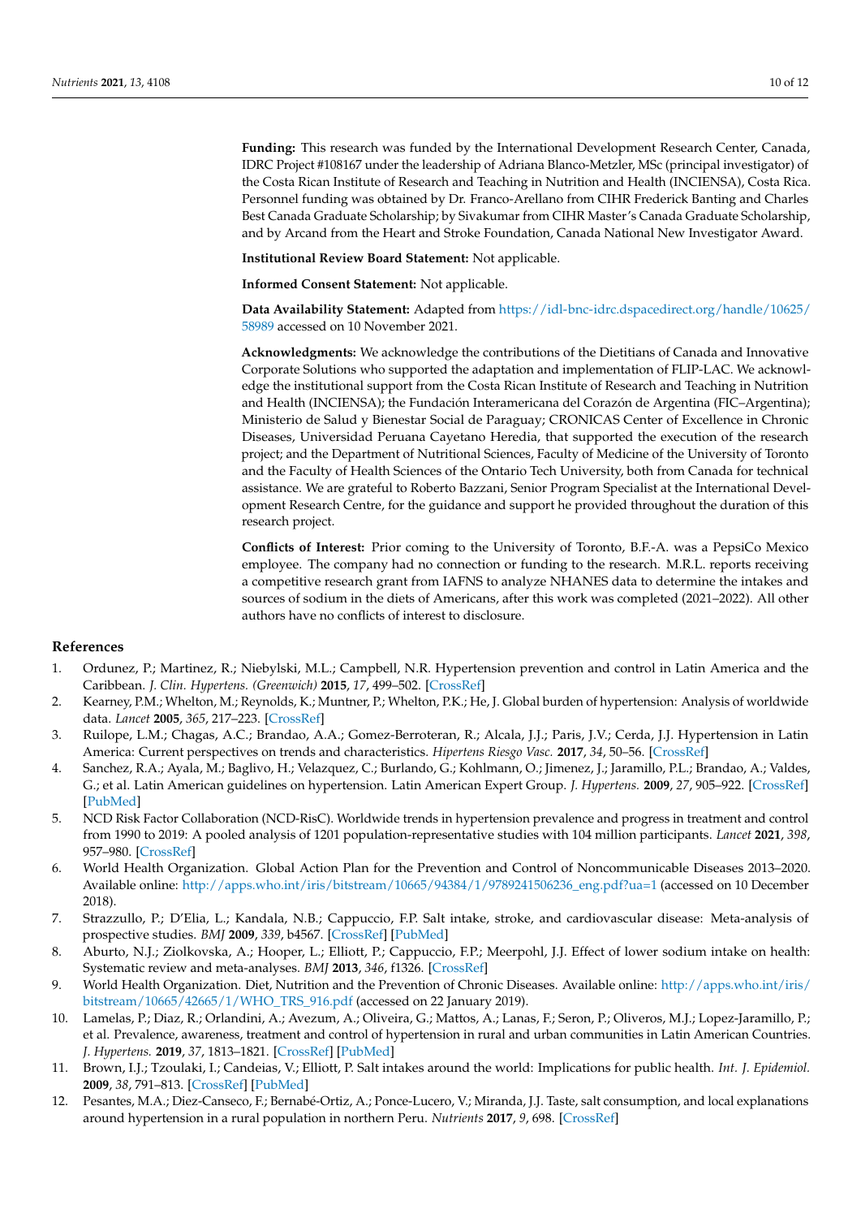**Funding:** This research was funded by the International Development Research Center, Canada, IDRC Project #108167 under the leadership of Adriana Blanco-Metzler, MSc (principal investigator) of the Costa Rican Institute of Research and Teaching in Nutrition and Health (INCIENSA), Costa Rica. Personnel funding was obtained by Dr. Franco-Arellano from CIHR Frederick Banting and Charles Best Canada Graduate Scholarship; by Sivakumar from CIHR Master's Canada Graduate Scholarship, and by Arcand from the Heart and Stroke Foundation, Canada National New Investigator Award.

**Institutional Review Board Statement:** Not applicable.

**Informed Consent Statement:** Not applicable.

**Data Availability Statement:** Adapted from https://idl-bnc-idrc.dspacedirect.org/handle/10625/58989 accessed on 10 November 2021.

**Acknowledgments:** We acknowledge the contributions of the Dietitians of Canada and Innovative Corporate Solutions who supported the adaptation and implementation of FLIP-LAC. We acknowledge the institutional support from the Costa Rican Institute of Research and Teaching in Nutrition and Health (INCIENSA); the Fundación Interamericana del Corazón de Argentina (FIC–Argentina); Ministerio de Salud y Bienestar Social de Paraguay; CRONICAS Center of Excellence in Chronic Diseases, Universidad Peruana Cayetano Heredia, that supported the execution of the research project; and the Department of Nutritional Sciences, Faculty of Medicine of the University of Toronto and the Faculty of Health Sciences of the Ontario Tech University, both from Canada for technical assistance. We are grateful to Roberto Bazzani, Senior Program Specialist at the International Development Research Centre, for the guidance and support he provided throughout the duration of this research project.

**Conflicts of Interest:** Prior coming to the University of Toronto, B.F.-A. was a PepsiCo Mexico employee. The company had no connection or funding to the research. M.R.L. reports receiving a competitive research grant from IAFNS to analyze NHANES data to determine the intakes and sources of sodium in the diets of Americans, after this work was completed (2021–2022). All other authors have no conflicts of interest to disclosure.

## References

1. Ordunez, P.; Martinez, R.; Niebylski, M.L.; Campbell, N.R. Hypertension prevention and control in Latin America and the Caribbean. *J. Clin. Hypertens. (Greenwich)* **2015**, *17*, 499–502. [CrossRef]
2. Kearney, P.M.; Whelton, M.; Reynolds, K.; Muntner, P.; Whelton, P.K.; He, J. Global burden of hypertension: Analysis of worldwide data. *Lancet* **2005**, *365*, 217–223. [CrossRef]
3. Ruilope, L.M.; Chagas, A.C.; Brandao, A.A.; Gomez-Berroteran, R.; Alcala, J.J.; Paris, J.V.; Cerda, J.J. Hypertension in Latin America: Current perspectives on trends and characteristics. *Hipertens Riesgo Vasc.* **2017**, *34*, 50–56. [CrossRef]
4. Sanchez, R.A.; Ayala, M.; Baglivo, H.; Velazquez, C.; Burlando, G.; Kohlmann, O.; Jimenez, J.; Jaramillo, P.L.; Brandao, A.; Valdes, G.; et al. Latin American guidelines on hypertension. Latin American Expert Group. *J. Hypertens.* **2009**, *27*, 905–922. [CrossRef] [PubMed]
5. NCD Risk Factor Collaboration (NCD-RisC). Worldwide trends in hypertension prevalence and progress in treatment and control from 1990 to 2019: A pooled analysis of 1201 population-representative studies with 104 million participants. *Lancet* **2021**, *398*, 957–980. [CrossRef]
6. World Health Organization. Global Action Plan for the Prevention and Control of Noncommunicable Diseases 2013–2020. Available online: http://apps.who.int/iris/bitstream/10665/94384/1/9789241506236_eng.pdf?ua=1 (accessed on 10 December 2018).
7. Strazzullo, P.; D'Elia, L.; Kandala, N.B.; Cappuccio, F.P. Salt intake, stroke, and cardiovascular disease: Meta-analysis of prospective studies. *BMJ* **2009**, *339*, b4567. [CrossRef] [PubMed]
8. Aburto, N.J.; Ziolkovska, A.; Hooper, L.; Elliott, P.; Cappuccio, F.P.; Meerpohl, J.J. Effect of lower sodium intake on health: Systematic review and meta-analyses. *BMJ* **2013**, *346*, f1326. [CrossRef]
9. World Health Organization. Diet, Nutrition and the Prevention of Chronic Diseases. Available online: http://apps.who.int/iris/bitstream/10665/42665/1/WHO_TRS_916.pdf (accessed on 22 January 2019).
10. Lamelas, P.; Diaz, R.; Orlandini, A.; Avezum, A.; Oliveira, G.; Mattos, A.; Lanas, F.; Seron, P.; Oliveros, M.J.; Lopez-Jaramillo, P.; et al. Prevalence, awareness, treatment and control of hypertension in rural and urban communities in Latin American Countries. *J. Hypertens.* **2019**, *37*, 1813–1821. [CrossRef] [PubMed]
11. Brown, I.J.; Tzoulaki, I.; Candeias, V.; Elliott, P. Salt intakes around the world: Implications for public health. *Int. J. Epidemiol.* **2009**, *38*, 791–813. [CrossRef] [PubMed]
12. Pesantes, M.A.; Diez-Canseco, F.; Bernabé-Ortiz, A.; Ponce-Lucero, V.; Miranda, J.J. Taste, salt consumption, and local explanations around hypertension in a rural population in northern Peru. *Nutrients* **2017**, *9*, 698. [CrossRef]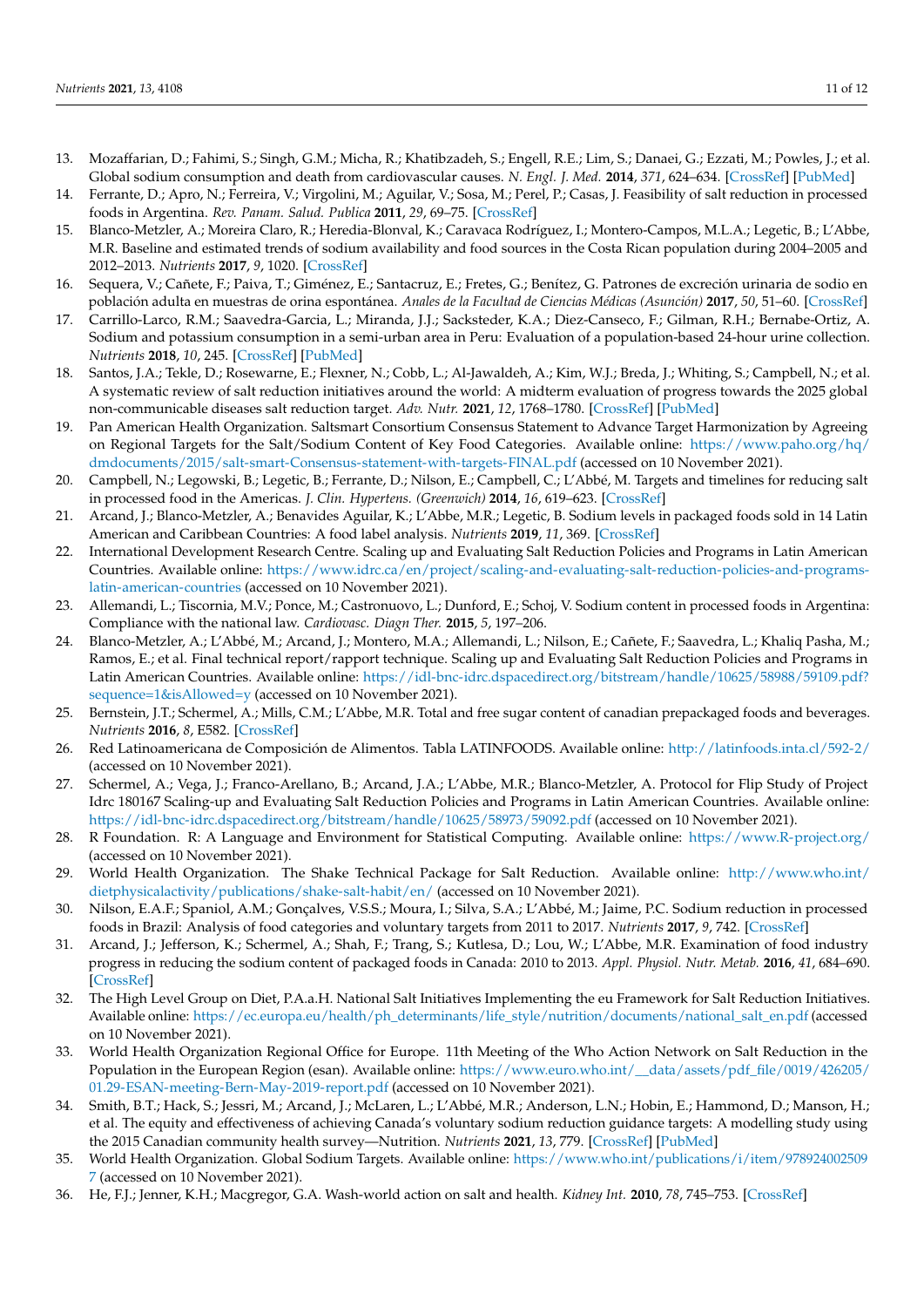13. Mozaffarian, D.; Fahimi, S.; Singh, G.M.; Micha, R.; Khatibzadeh, S.; Engell, R.E.; Lim, S.; Danaei, G.; Ezzati, M.; Powles, J.; et al. Global sodium consumption and death from cardiovascular causes. *N. Engl. J. Med.* **2014**, *371*, 624–634. [CrossRef] [PubMed]
14. Ferrante, D.; Apro, N.; Ferreira, V.; Virgolini, M.; Aguilar, V.; Sosa, M.; Perel, P.; Casas, J. Feasibility of salt reduction in processed foods in Argentina. *Rev. Panam. Salud. Publica* **2011**, *29*, 69–75. [CrossRef]
15. Blanco-Metzler, A.; Moreira Claro, R.; Heredia-Blonval, K.; Caravaca Rodríguez, I.; Montero-Campos, M.L.A.; Legetic, B.; L'Abbe, M.R. Baseline and estimated trends of sodium availability and food sources in the Costa Rican population during 2004–2005 and 2012–2013. *Nutrients* **2017**, *9*, 1020. [CrossRef]
16. Sequera, V.; Cañete, F.; Paiva, T.; Giménez, E.; Santacruz, E.; Fretes, G.; Benítez, G. Patrones de excreción urinaria de sodio en población adulta en muestras de orina espontánea. *Anales de la Facultad de Ciencias Médicas (Asunción)* **2017**, *50*, 51–60. [CrossRef]
17. Carrillo-Larco, R.M.; Saavedra-Garcia, L.; Miranda, J.J.; Sacksteder, K.A.; Diez-Canseco, F.; Gilman, R.H.; Bernabe-Ortiz, A. Sodium and potassium consumption in a semi-urban area in Peru: Evaluation of a population-based 24-hour urine collection. *Nutrients* **2018**, *10*, 245. [CrossRef] [PubMed]
18. Santos, J.A.; Tekle, D.; Rosewarne, E.; Flexner, N.; Cobb, L.; Al-Jawaldeh, A.; Kim, W.J.; Breda, J.; Whiting, S.; Campbell, N.; et al. A systematic review of salt reduction initiatives around the world: A midterm evaluation of progress towards the 2025 global non-communicable diseases salt reduction target. *Adv. Nutr.* **2021**, *12*, 1768–1780. [CrossRef] [PubMed]
19. Pan American Health Organization. Saltsmart Consortium Consensus Statement to Advance Target Harmonization by Agreeing on Regional Targets for the Salt/Sodium Content of Key Food Categories. Available online: https://www.paho.org/hq/dmdocuments/2015/salt-smart-Consensus-statement-with-targets-FINAL.pdf (accessed on 10 November 2021).
20. Campbell, N.; Legowski, B.; Legetic, B.; Ferrante, D.; Nilson, E.; Campbell, C.; L'Abbé, M. Targets and timelines for reducing salt in processed food in the Americas. *J. Clin. Hypertens. (Greenwich)* **2014**, *16*, 619–623. [CrossRef]
21. Arcand, J.; Blanco-Metzler, A.; Benavides Aguilar, K.; L'Abbe, M.R.; Legetic, B. Sodium levels in packaged foods sold in 14 Latin American and Caribbean Countries: A food label analysis. *Nutrients* **2019**, *11*, 369. [CrossRef]
22. International Development Research Centre. Scaling up and Evaluating Salt Reduction Policies and Programs in Latin American Countries. Available online: https://www.idrc.ca/en/project/scaling-and-evaluating-salt-reduction-policies-and-programs-latin-american-countries (accessed on 10 November 2021).
23. Allemandi, L.; Tiscornia, M.V.; Ponce, M.; Castronuovo, L.; Dunford, E.; Schoj, V. Sodium content in processed foods in Argentina: Compliance with the national law. *Cardiovasc. Diagn Ther.* **2015**, *5*, 197–206.
24. Blanco-Metzler, A.; L'Abbé, M.; Arcand, J.; Montero, M.A.; Allemandi, L.; Nilson, E.; Cañete, F.; Saavedra, L.; Khaliq Pasha, M.; Ramos, E.; et al. Final technical report/rapport technique. Scaling up and Evaluating Salt Reduction Policies and Programs in Latin American Countries. Available online: https://idl-bnc-idrc.dspacedirect.org/bitstream/handle/10625/58988/59109.pdf?sequence=1&isAllowed=y (accessed on 10 November 2021).
25. Bernstein, J.T.; Schermel, A.; Mills, C.M.; L'Abbe, M.R. Total and free sugar content of canadian prepackaged foods and beverages. *Nutrients* **2016**, *8*, E582. [CrossRef]
26. Red Latinoamericana de Composición de Alimentos. Tabla LATINFOODS. Available online: http://latinfoods.inta.cl/592-2/ (accessed on 10 November 2021).
27. Schermel, A.; Vega, J.; Franco-Arellano, B.; Arcand, J.A.; L'Abbe, M.R.; Blanco-Metzler, A. Protocol for Flip Study of Project Idrc 180167 Scaling-up and Evaluating Salt Reduction Policies and Programs in Latin American Countries. Available online: https://idl-bnc-idrc.dspacedirect.org/bitstream/handle/10625/58973/59092.pdf (accessed on 10 November 2021).
28. R Foundation. R: A Language and Environment for Statistical Computing. Available online: https://www.R-project.org/ (accessed on 10 November 2021).
29. World Health Organization. The Shake Technical Package for Salt Reduction. Available online: http://www.who.int/dietphysicalactivity/publications/shake-salt-habit/en/ (accessed on 10 November 2021).
30. Nilson, E.A.F.; Spaniol, A.M.; Gonçalves, V.S.S.; Moura, I.; Silva, S.A.; L'Abbé, M.; Jaime, P.C. Sodium reduction in processed foods in Brazil: Analysis of food categories and voluntary targets from 2011 to 2017. *Nutrients* **2017**, *9*, 742. [CrossRef]
31. Arcand, J.; Jefferson, K.; Schermel, A.; Shah, F.; Trang, S.; Kutlesa, D.; Lou, W.; L'Abbe, M.R. Examination of food industry progress in reducing the sodium content of packaged foods in Canada: 2010 to 2013. *Appl. Physiol. Nutr. Metab.* **2016**, *41*, 684–690. [CrossRef]
32. The High Level Group on Diet, P.A.a.H. National Salt Initiatives Implementing the eu Framework for Salt Reduction Initiatives. Available online: https://ec.europa.eu/health/ph_determinants/life_style/nutrition/documents/national_salt_en.pdf (accessed on 10 November 2021).
33. World Health Organization Regional Office for Europe. 11th Meeting of the Who Action Network on Salt Reduction in the Population in the European Region (esan). Available online: https://www.euro.who.int/__data/assets/pdf_file/0019/426205/01.29-ESAN-meeting-Bern-May-2019-report.pdf (accessed on 10 November 2021).
34. Smith, B.T.; Hack, S.; Jessri, M.; Arcand, J.; McLaren, L.; L'Abbé, M.R.; Anderson, L.N.; Hobin, E.; Hammond, D.; Manson, H.; et al. The equity and effectiveness of achieving Canada's voluntary sodium reduction guidance targets: A modelling study using the 2015 Canadian community health survey—Nutrition. *Nutrients* **2021**, *13*, 779. [CrossRef] [PubMed]
35. World Health Organization. Global Sodium Targets. Available online: https://www.who.int/publications/i/item/9789240025097 (accessed on 10 November 2021).
36. He, F.J.; Jenner, K.H.; Macgregor, G.A. Wash-world action on salt and health. *Kidney Int.* **2010**, *78*, 745–753. [CrossRef]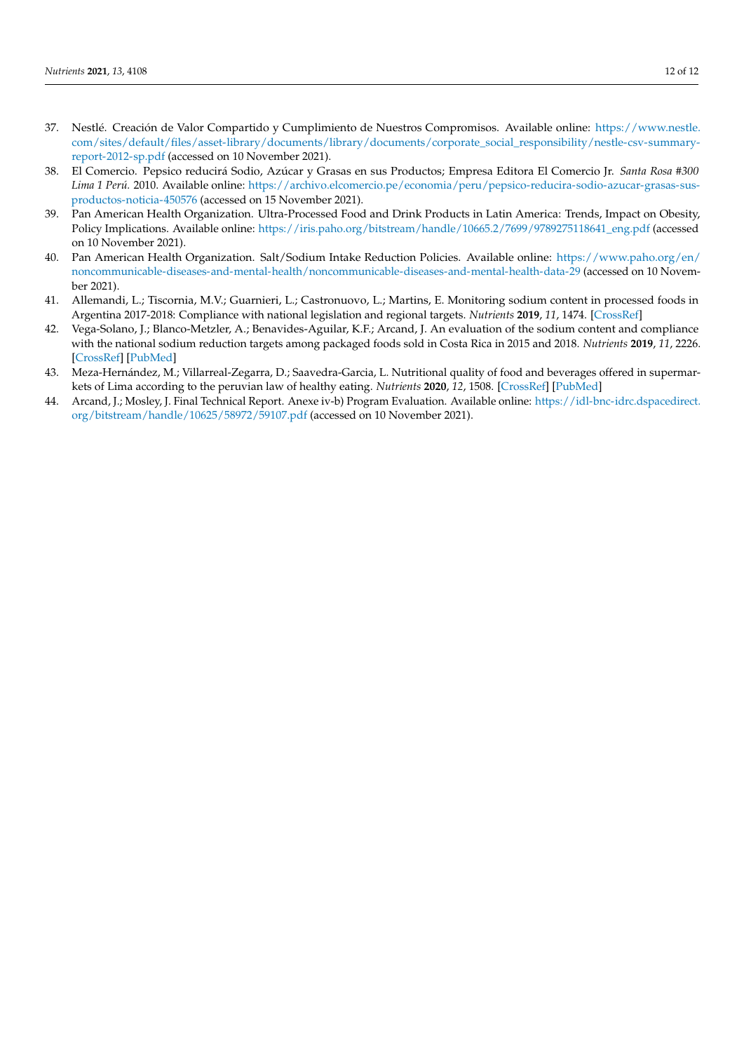37. Nestlé. Creación de Valor Compartido y Cumplimiento de Nuestros Compromisos. Available online: https://www.nestle.com/sites/default/files/asset-library/documents/library/documents/corporate_social_responsibility/nestle-csv-summary-report-2012-sp.pdf (accessed on 10 November 2021).
38. El Comercio. Pepsico reducirá Sodio, Azúcar y Grasas en sus Productos; Empresa Editora El Comercio Jr. *Santa Rosa #300 Lima 1 Perú*. 2010. Available online: https://archivo.elcomercio.pe/economia/peru/pepsico-reducira-sodio-azucar-grasas-sus-productos-noticia-450576 (accessed on 15 November 2021).
39. Pan American Health Organization. Ultra-Processed Food and Drink Products in Latin America: Trends, Impact on Obesity, Policy Implications. Available online: https://iris.paho.org/bitstream/handle/10665.2/7699/9789275118641_eng.pdf (accessed on 10 November 2021).
40. Pan American Health Organization. Salt/Sodium Intake Reduction Policies. Available online: https://www.paho.org/en/noncommunicable-diseases-and-mental-health/noncommunicable-diseases-and-mental-health-data-29 (accessed on 10 November 2021).
41. Allemandi, L.; Tiscornia, M.V.; Guarnieri, L.; Castronuovo, L.; Martins, E. Monitoring sodium content in processed foods in Argentina 2017-2018: Compliance with national legislation and regional targets. *Nutrients* **2019**, *11*, 1474. [CrossRef]
42. Vega-Solano, J.; Blanco-Metzler, A.; Benavides-Aguilar, K.F.; Arcand, J. An evaluation of the sodium content and compliance with the national sodium reduction targets among packaged foods sold in Costa Rica in 2015 and 2018. *Nutrients* **2019**, *11*, 2226. [CrossRef] [PubMed]
43. Meza-Hernández, M.; Villarreal-Zegarra, D.; Saavedra-Garcia, L. Nutritional quality of food and beverages offered in supermarkets of Lima according to the peruvian law of healthy eating. *Nutrients* **2020**, *12*, 1508. [CrossRef] [PubMed]
44. Arcand, J.; Mosley, J. Final Technical Report. Anexe iv-b) Program Evaluation. Available online: https://idl-bnc-idrc.dspacedirect.org/bitstream/handle/10625/58972/59107.pdf (accessed on 10 November 2021).